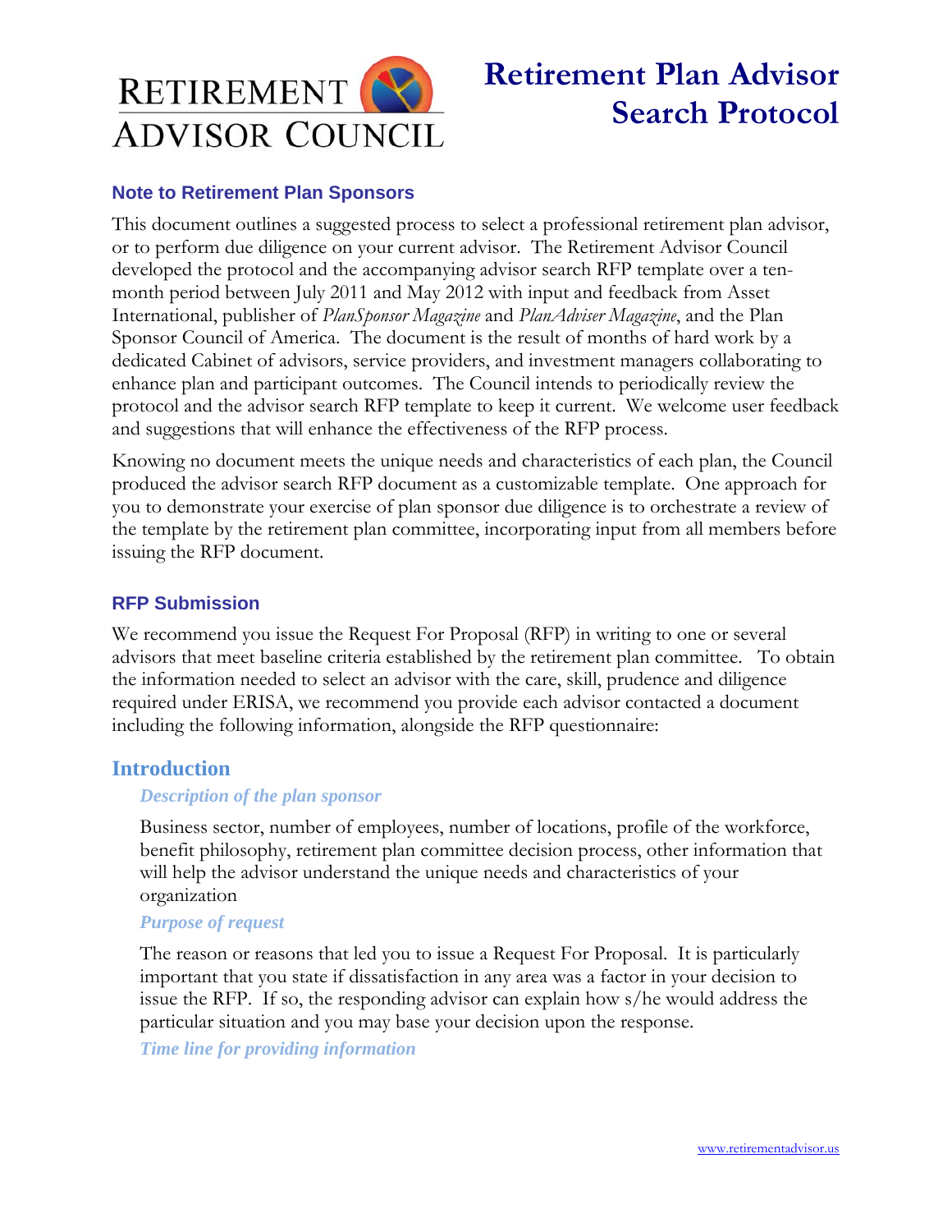# Retirement Plan Advisor Search Protocol

RETIREMENT ADVISOR COUNCIL

## Note to Retirement Plan Sponsors

This document outlines a suggested process to select a professional retirement plan advisor, or to perform due diligence on your current advisor. The Retirement Advisor Council developed the protocol and the accompanying advisor search RFP template over a ten-month period between July 2011 and May 2012 with input and feedback from Asset International, publisher of *PlanSponsor Magazine* and *PlanAdviser Magazine*, and the Plan Sponsor Council of America. The document is the result of months of hard work by a dedicated Cabinet of advisors, service providers, and investment managers collaborating to enhance plan and participant outcomes. The Council intends to periodically review the protocol and the advisor search RFP template to keep it current. We welcome user feedback and suggestions that will enhance the effectiveness of the RFP process.

Knowing no document meets the unique needs and characteristics of each plan, the Council produced the advisor search RFP document as a customizable template. One approach for you to demonstrate your exercise of plan sponsor due diligence is to orchestrate a review of the template by the retirement plan committee, incorporating input from all members before issuing the RFP document.

## RFP Submission

We recommend you issue the Request For Proposal (RFP) in writing to one or several advisors that meet baseline criteria established by the retirement plan committee. To obtain the information needed to select an advisor with the care, skill, prudence and diligence required under ERISA, we recommend you provide each advisor contacted a document including the following information, alongside the RFP questionnaire:

## Introduction

### *Description of the plan sponsor*

Business sector, number of employees, number of locations, profile of the workforce, benefit philosophy, retirement plan committee decision process, other information that will help the advisor understand the unique needs and characteristics of your organization

### *Purpose of request*

The reason or reasons that led you to issue a Request For Proposal. It is particularly important that you state if dissatisfaction in any area was a factor in your decision to issue the RFP. If so, the responding advisor can explain how s/he would address the particular situation and you may base your decision upon the response.

### *Time line for providing information*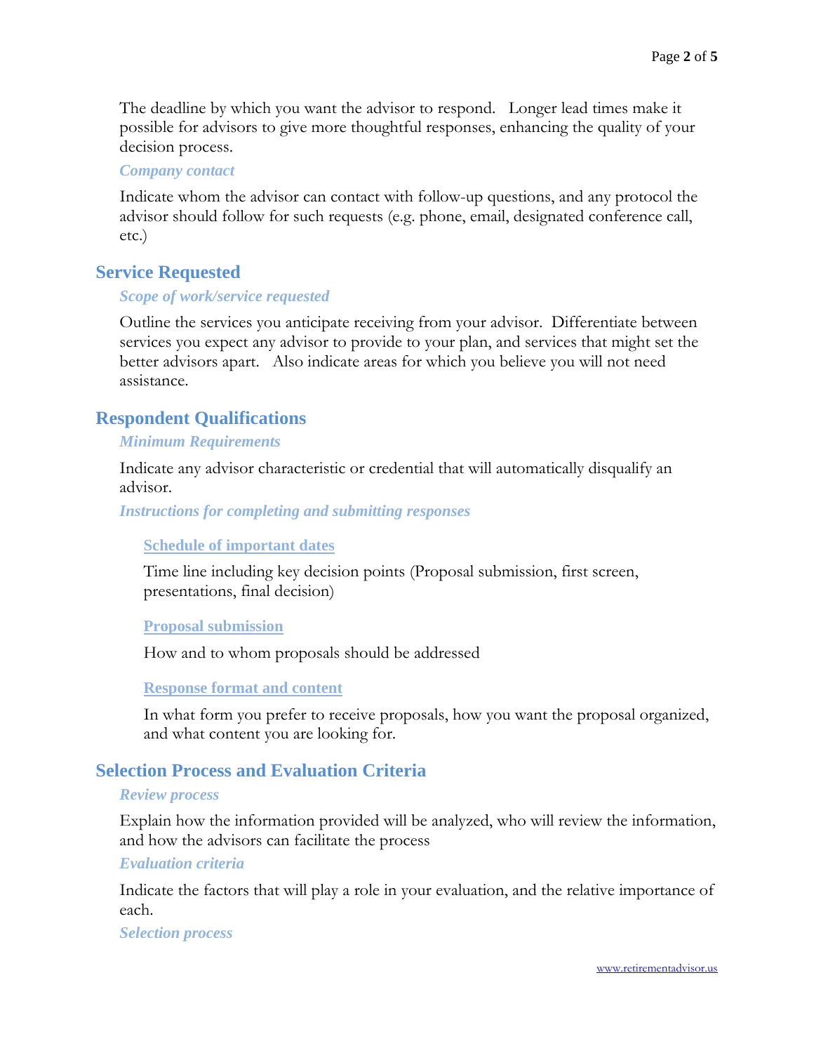The deadline by which you want the advisor to respond. Longer lead times make it possible for advisors to give more thoughtful responses, enhancing the quality of your decision process.

### *Company contact*

Indicate whom the advisor can contact with follow-up questions, and any protocol the advisor should follow for such requests (e.g. phone, email, designated conference call, etc.)

## Service Requested

### *Scope of work/service requested*

Outline the services you anticipate receiving from your advisor. Differentiate between services you expect any advisor to provide to your plan, and services that might set the better advisors apart. Also indicate areas for which you believe you will not need assistance.

## Respondent Qualifications

### *Minimum Requirements*

Indicate any advisor characteristic or credential that will automatically disqualify an advisor.

### *Instructions for completing and submitting responses*

#### Schedule of important dates

Time line including key decision points (Proposal submission, first screen, presentations, final decision)

#### Proposal submission

How and to whom proposals should be addressed

#### Response format and content

In what form you prefer to receive proposals, how you want the proposal organized, and what content you are looking for.

## Selection Process and Evaluation Criteria

### *Review process*

Explain how the information provided will be analyzed, who will review the information, and how the advisors can facilitate the process

### *Evaluation criteria*

Indicate the factors that will play a role in your evaluation, and the relative importance of each.

### *Selection process*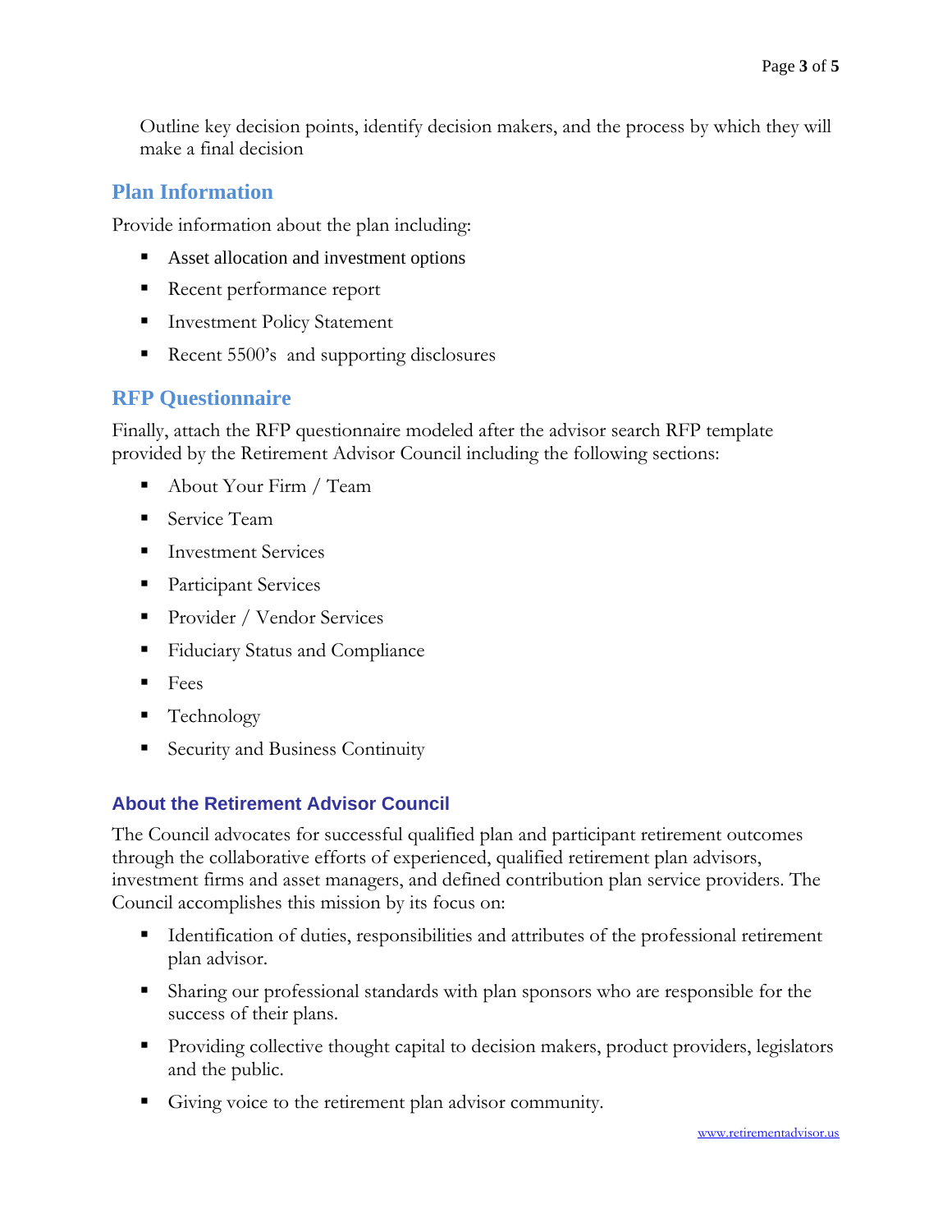Outline key decision points, identify decision makers, and the process by which they will make a final decision

## Plan Information

Provide information about the plan including:

- Asset allocation and investment options
- Recent performance report
- Investment Policy Statement
- Recent 5500's and supporting disclosures

## RFP Questionnaire

Finally, attach the RFP questionnaire modeled after the advisor search RFP template provided by the Retirement Advisor Council including the following sections:

- About Your Firm / Team
- Service Team
- Investment Services
- Participant Services
- Provider / Vendor Services
- Fiduciary Status and Compliance
- Fees
- Technology
- Security and Business Continuity

### About the Retirement Advisor Council

The Council advocates for successful qualified plan and participant retirement outcomes through the collaborative efforts of experienced, qualified retirement plan advisors, investment firms and asset managers, and defined contribution plan service providers. The Council accomplishes this mission by its focus on:

- Identification of duties, responsibilities and attributes of the professional retirement plan advisor.
- Sharing our professional standards with plan sponsors who are responsible for the success of their plans.
- Providing collective thought capital to decision makers, product providers, legislators and the public.
- Giving voice to the retirement plan advisor community.

www.retirementadvisor.us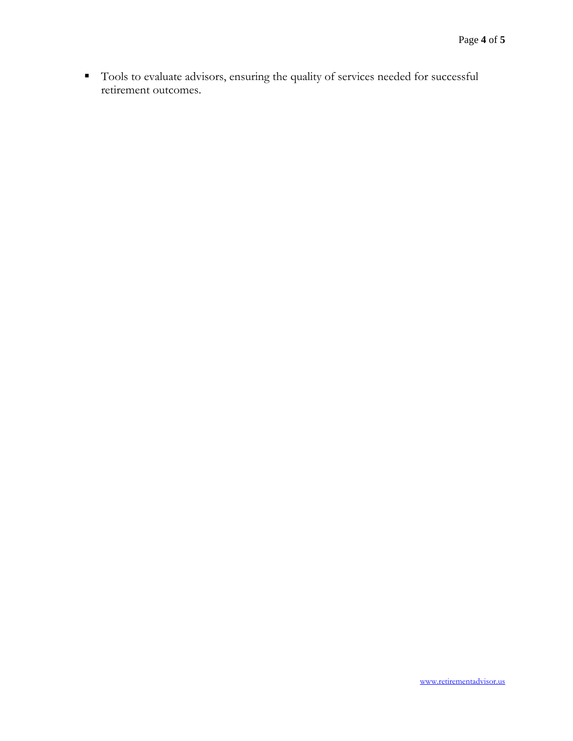- Tools to evaluate advisors, ensuring the quality of services needed for successful retirement outcomes.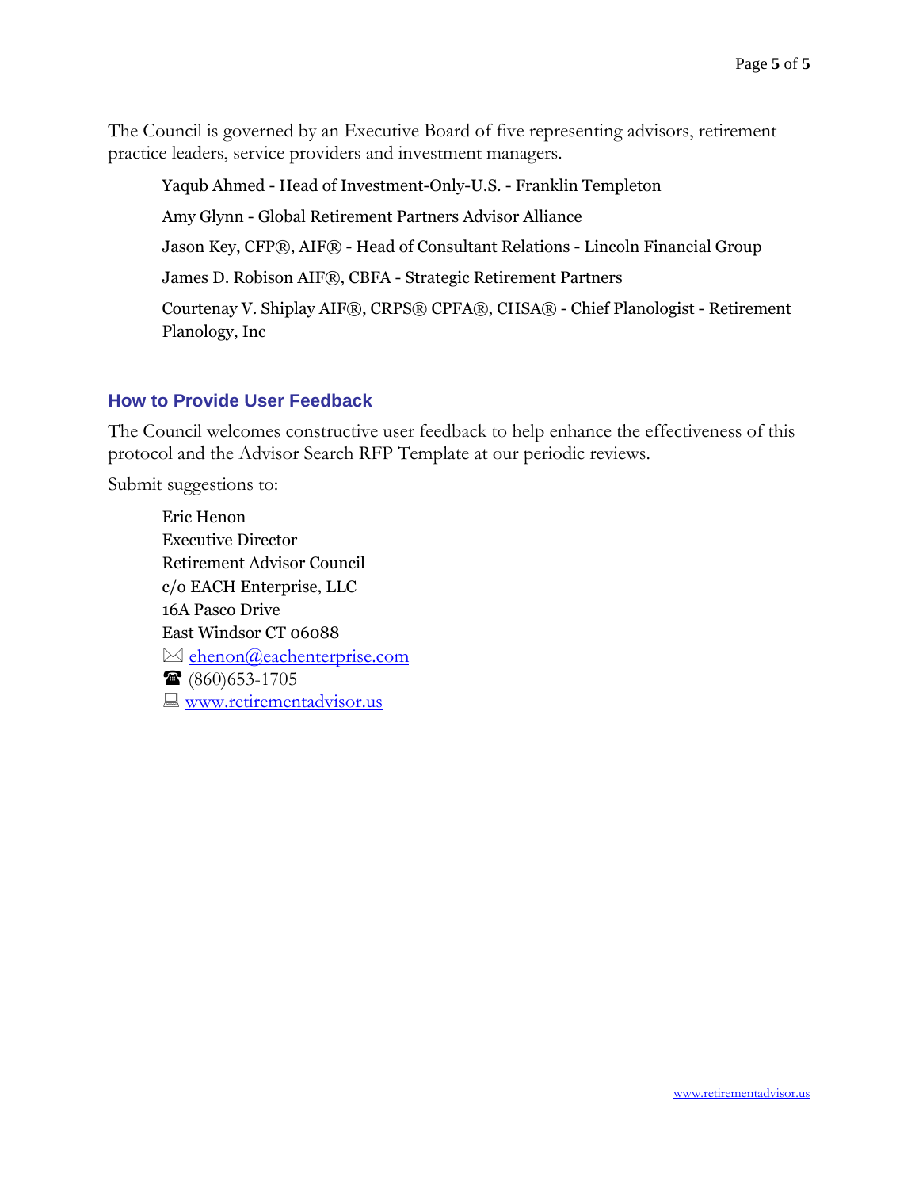The Council is governed by an Executive Board of five representing advisors, retirement practice leaders, service providers and investment managers.

Yaqub Ahmed - Head of Investment-Only-U.S. - Franklin Templeton

Amy Glynn - Global Retirement Partners Advisor Alliance

Jason Key, CFP®, AIF® - Head of Consultant Relations - Lincoln Financial Group

James D. Robison AIF®, CBFA - Strategic Retirement Partners

Courtenay V. Shiplay AIF®, CRPS® CPFA®, CHSA® - Chief Planologist - Retirement Planology, Inc

## How to Provide User Feedback

The Council welcomes constructive user feedback to help enhance the effectiveness of this protocol and the Advisor Search RFP Template at our periodic reviews.

Submit suggestions to:

Eric Henon
Executive Director
Retirement Advisor Council
c/o EACH Enterprise, LLC
16A Pasco Drive
East Windsor CT 06088
✉ ehenon@eachenterprise.com
☎ (860)653-1705
💻 www.retirementadvisor.us